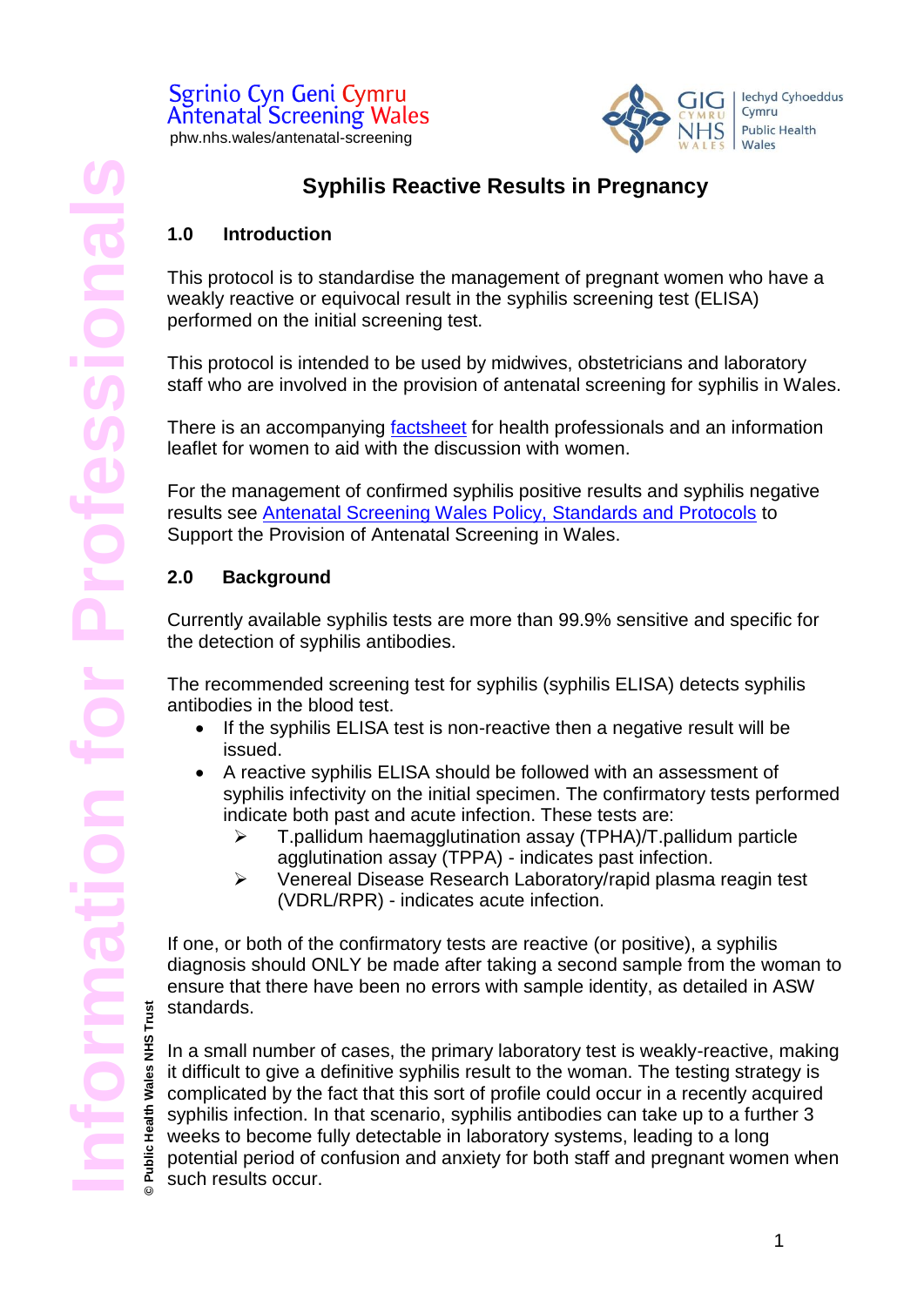Sgrinio Cyn Geni Cymru
Antenatal Screening Wales
phw.nhs.wales/antenatal-screening

GIG CYMRU NHS WALES | Iechyd Cyhoeddus Cymru Public Health Wales

Information for Professionals

# Syphilis Reactive Results in Pregnancy

## 1.0 Introduction

This protocol is to standardise the management of pregnant women who have a weakly reactive or equivocal result in the syphilis screening test (ELISA) performed on the initial screening test.

This protocol is intended to be used by midwives, obstetricians and laboratory staff who are involved in the provision of antenatal screening for syphilis in Wales.

There is an accompanying factsheet for health professionals and an information leaflet for women to aid with the discussion with women.

For the management of confirmed syphilis positive results and syphilis negative results see Antenatal Screening Wales Policy, Standards and Protocols to Support the Provision of Antenatal Screening in Wales.

## 2.0 Background

Currently available syphilis tests are more than 99.9% sensitive and specific for the detection of syphilis antibodies.

The recommended screening test for syphilis (syphilis ELISA) detects syphilis antibodies in the blood test.

- If the syphilis ELISA test is non-reactive then a negative result will be issued.
- A reactive syphilis ELISA should be followed with an assessment of syphilis infectivity on the initial specimen. The confirmatory tests performed indicate both past and acute infection. These tests are:
  - T.pallidum haemagglutination assay (TPHA)/T.pallidum particle agglutination assay (TPPA) - indicates past infection.
  - Venereal Disease Research Laboratory/rapid plasma reagin test (VDRL/RPR) - indicates acute infection.

If one, or both of the confirmatory tests are reactive (or positive), a syphilis diagnosis should ONLY be made after taking a second sample from the woman to ensure that there have been no errors with sample identity, as detailed in ASW standards.

In a small number of cases, the primary laboratory test is weakly-reactive, making it difficult to give a definitive syphilis result to the woman. The testing strategy is complicated by the fact that this sort of profile could occur in a recently acquired syphilis infection. In that scenario, syphilis antibodies can take up to a further 3 weeks to become fully detectable in laboratory systems, leading to a long potential period of confusion and anxiety for both staff and pregnant women when such results occur.

© Public Health Wales NHS Trust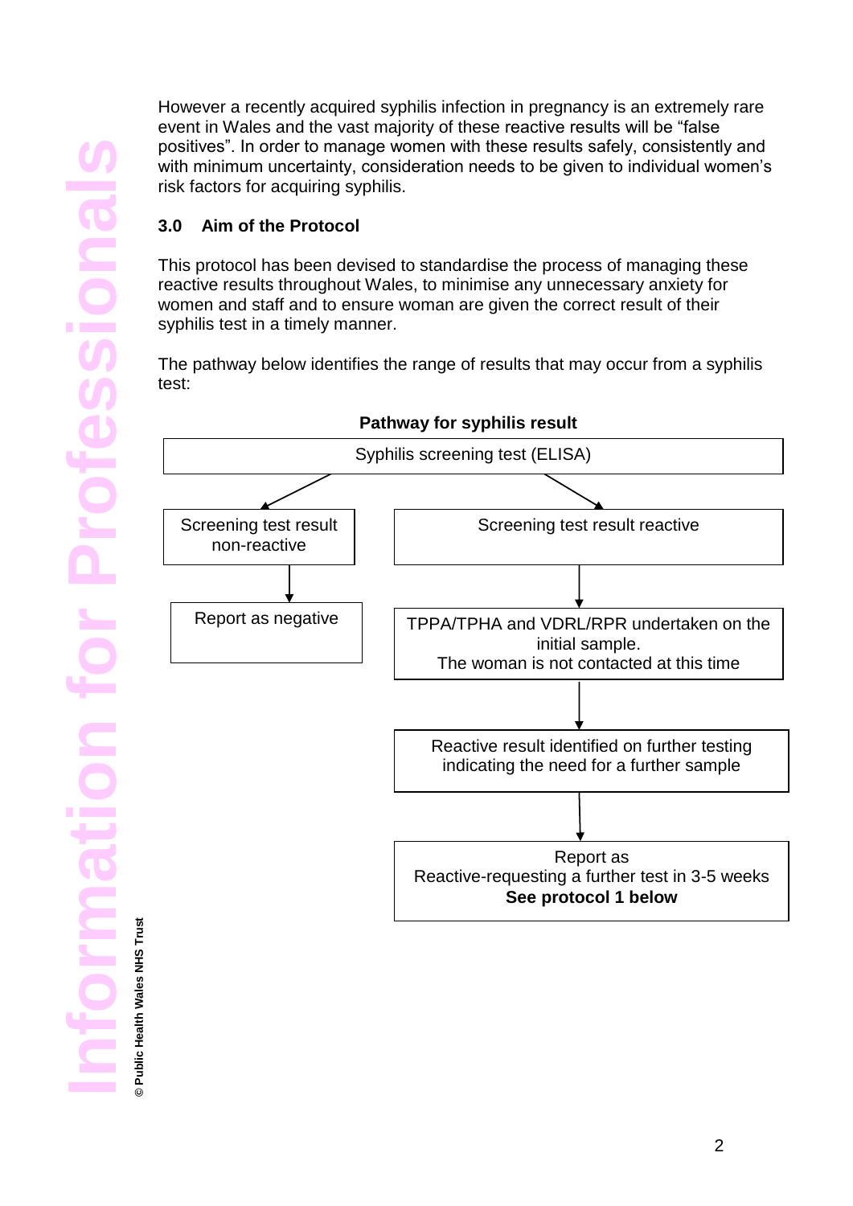However a recently acquired syphilis infection in pregnancy is an extremely rare event in Wales and the vast majority of these reactive results will be "false positives". In order to manage women with these results safely, consistently and with minimum uncertainty, consideration needs to be given to individual women's risk factors for acquiring syphilis.

### 3.0 Aim of the Protocol

This protocol has been devised to standardise the process of managing these reactive results throughout Wales, to minimise any unnecessary anxiety for women and staff and to ensure woman are given the correct result of their syphilis test in a timely manner.

The pathway below identifies the range of results that may occur from a syphilis test:

**Pathway for syphilis result**

Syphilis screening test (ELISA)

- Screening test result non-reactive
  - → Report as negative
- Screening test result reactive
  - → TPPA/TPHA and VDRL/RPR undertaken on the initial sample. The woman is not contacted at this time
  - → Reactive result identified on further testing indicating the need for a further sample
  - → Report as Reactive-requesting a further test in 3-5 weeks **See protocol 1 below**

© Public Health Wales NHS Trust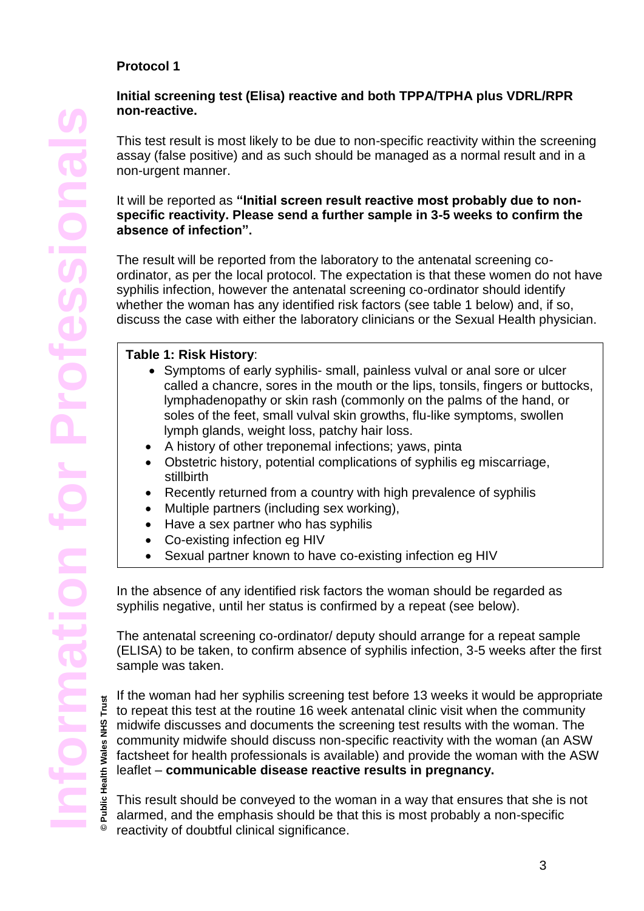**Protocol 1**

**Initial screening test (Elisa) reactive and both TPPA/TPHA plus VDRL/RPR non-reactive.**

This test result is most likely to be due to non-specific reactivity within the screening assay (false positive) and as such should be managed as a normal result and in a non-urgent manner.

It will be reported as **"Initial screen result reactive most probably due to non-specific reactivity. Please send a further sample in 3-5 weeks to confirm the absence of infection".**

The result will be reported from the laboratory to the antenatal screening co-ordinator, as per the local protocol. The expectation is that these women do not have syphilis infection, however the antenatal screening co-ordinator should identify whether the woman has any identified risk factors (see table 1 below) and, if so, discuss the case with either the laboratory clinicians or the Sexual Health physician.

**Table 1: Risk History**:

- Symptoms of early syphilis- small, painless vulval or anal sore or ulcer called a chancre, sores in the mouth or the lips, tonsils, fingers or buttocks, lymphadenopathy or skin rash (commonly on the palms of the hand, or soles of the feet, small vulval skin growths, flu-like symptoms, swollen lymph glands, weight loss, patchy hair loss.
- A history of other treponemal infections; yaws, pinta
- Obstetric history, potential complications of syphilis eg miscarriage, stillbirth
- Recently returned from a country with high prevalence of syphilis
- Multiple partners (including sex working),
- Have a sex partner who has syphilis
- Co-existing infection eg HIV
- Sexual partner known to have co-existing infection eg HIV

In the absence of any identified risk factors the woman should be regarded as syphilis negative, until her status is confirmed by a repeat (see below).

The antenatal screening co-ordinator/ deputy should arrange for a repeat sample (ELISA) to be taken, to confirm absence of syphilis infection, 3-5 weeks after the first sample was taken.

If the woman had her syphilis screening test before 13 weeks it would be appropriate to repeat this test at the routine 16 week antenatal clinic visit when the community midwife discusses and documents the screening test results with the woman. The community midwife should discuss non-specific reactivity with the woman (an ASW factsheet for health professionals is available) and provide the woman with the ASW leaflet – **communicable disease reactive results in pregnancy.**

This result should be conveyed to the woman in a way that ensures that she is not alarmed, and the emphasis should be that this is most probably a non-specific reactivity of doubtful clinical significance.